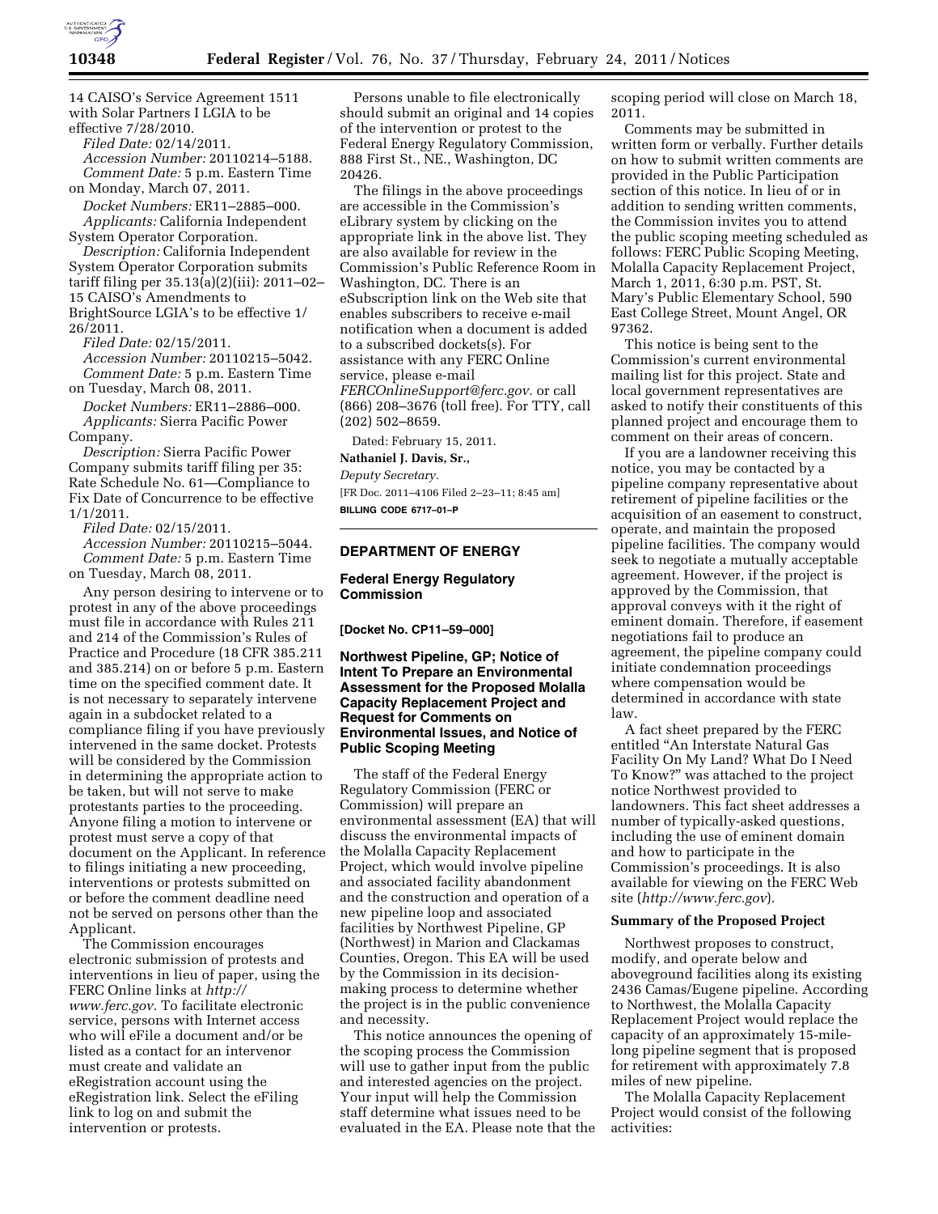14 CAISO's Service Agreement 1511 with Solar Partners I LGIA to be effective 7/28/2010.

*Filed Date:* 02/14/2011.

*Accession Number:* 20110214–5188.

*Comment Date:* 5 p.m. Eastern Time on Monday, March 07, 2011.

*Docket Numbers:* ER11–2885–000.

*Applicants:* California Independent System Operator Corporation.

*Description:* California Independent System Operator Corporation submits tariff filing per 35.13(a)(2)(iii): 2011–02–15 CAISO's Amendments to BrightSource LGIA's to be effective 1/26/2011.

*Filed Date:* 02/15/2011.

*Accession Number:* 20110215–5042.

*Comment Date:* 5 p.m. Eastern Time on Tuesday, March 08, 2011.

*Docket Numbers:* ER11–2886–000.

*Applicants:* Sierra Pacific Power Company.

*Description:* Sierra Pacific Power Company submits tariff filing per 35: Rate Schedule No. 61—Compliance to Fix Date of Concurrence to be effective 1/1/2011.

*Filed Date:* 02/15/2011.

*Accession Number:* 20110215–5044.

*Comment Date:* 5 p.m. Eastern Time on Tuesday, March 08, 2011.

Any person desiring to intervene or to protest in any of the above proceedings must file in accordance with Rules 211 and 214 of the Commission's Rules of Practice and Procedure (18 CFR 385.211 and 385.214) on or before 5 p.m. Eastern time on the specified comment date. It is not necessary to separately intervene again in a subdocket related to a compliance filing if you have previously intervened in the same docket. Protests will be considered by the Commission in determining the appropriate action to be taken, but will not serve to make protestants parties to the proceeding. Anyone filing a motion to intervene or protest must serve a copy of that document on the Applicant. In reference to filings initiating a new proceeding, interventions or protests submitted on or before the comment deadline need not be served on persons other than the Applicant.

The Commission encourages electronic submission of protests and interventions in lieu of paper, using the FERC Online links at *http://www.ferc.gov.* To facilitate electronic service, persons with Internet access who will eFile a document and/or be listed as a contact for an intervenor must create and validate an eRegistration account using the eRegistration link. Select the eFiling link to log on and submit the intervention or protests.

Persons unable to file electronically should submit an original and 14 copies of the intervention or protest to the Federal Energy Regulatory Commission, 888 First St., NE., Washington, DC 20426.

The filings in the above proceedings are accessible in the Commission's eLibrary system by clicking on the appropriate link in the above list. They are also available for review in the Commission's Public Reference Room in Washington, DC. There is an eSubscription link on the Web site that enables subscribers to receive e-mail notification when a document is added to a subscribed dockets(s). For assistance with any FERC Online service, please e-mail *FERCOnlineSupport@ferc.gov.* or call (866) 208–3676 (toll free). For TTY, call (202) 502–8659.

Dated: February 15, 2011.

**Nathaniel J. Davis, Sr.,**

*Deputy Secretary.*

[FR Doc. 2011–4106 Filed 2–23–11; 8:45 am]

**BILLING CODE 6717–01–P**

## DEPARTMENT OF ENERGY

### Federal Energy Regulatory Commission

**[Docket No. CP11–59–000]**

### Northwest Pipeline, GP; Notice of Intent To Prepare an Environmental Assessment for the Proposed Molalla Capacity Replacement Project and Request for Comments on Environmental Issues, and Notice of Public Scoping Meeting

The staff of the Federal Energy Regulatory Commission (FERC or Commission) will prepare an environmental assessment (EA) that will discuss the environmental impacts of the Molalla Capacity Replacement Project, which would involve pipeline and associated facility abandonment and the construction and operation of a new pipeline loop and associated facilities by Northwest Pipeline, GP (Northwest) in Marion and Clackamas Counties, Oregon. This EA will be used by the Commission in its decision-making process to determine whether the project is in the public convenience and necessity.

This notice announces the opening of the scoping process the Commission will use to gather input from the public and interested agencies on the project. Your input will help the Commission staff determine what issues need to be evaluated in the EA. Please note that the scoping period will close on March 18, 2011.

Comments may be submitted in written form or verbally. Further details on how to submit written comments are provided in the Public Participation section of this notice. In lieu of or in addition to sending written comments, the Commission invites you to attend the public scoping meeting scheduled as follows: FERC Public Scoping Meeting, Molalla Capacity Replacement Project, March 1, 2011, 6:30 p.m. PST, St. Mary's Public Elementary School, 590 East College Street, Mount Angel, OR 97362.

This notice is being sent to the Commission's current environmental mailing list for this project. State and local government representatives are asked to notify their constituents of this planned project and encourage them to comment on their areas of concern.

If you are a landowner receiving this notice, you may be contacted by a pipeline company representative about retirement of pipeline facilities or the acquisition of an easement to construct, operate, and maintain the proposed pipeline facilities. The company would seek to negotiate a mutually acceptable agreement. However, if the project is approved by the Commission, that approval conveys with it the right of eminent domain. Therefore, if easement negotiations fail to produce an agreement, the pipeline company could initiate condemnation proceedings where compensation would be determined in accordance with state law.

A fact sheet prepared by the FERC entitled "An Interstate Natural Gas Facility On My Land? What Do I Need To Know?" was attached to the project notice Northwest provided to landowners. This fact sheet addresses a number of typically-asked questions, including the use of eminent domain and how to participate in the Commission's proceedings. It is also available for viewing on the FERC Web site (*http://www.ferc.gov*).

#### Summary of the Proposed Project

Northwest proposes to construct, modify, and operate below and aboveground facilities along its existing 2436 Camas/Eugene pipeline. According to Northwest, the Molalla Capacity Replacement Project would replace the capacity of an approximately 15-mile-long pipeline segment that is proposed for retirement with approximately 7.8 miles of new pipeline.

The Molalla Capacity Replacement Project would consist of the following activities: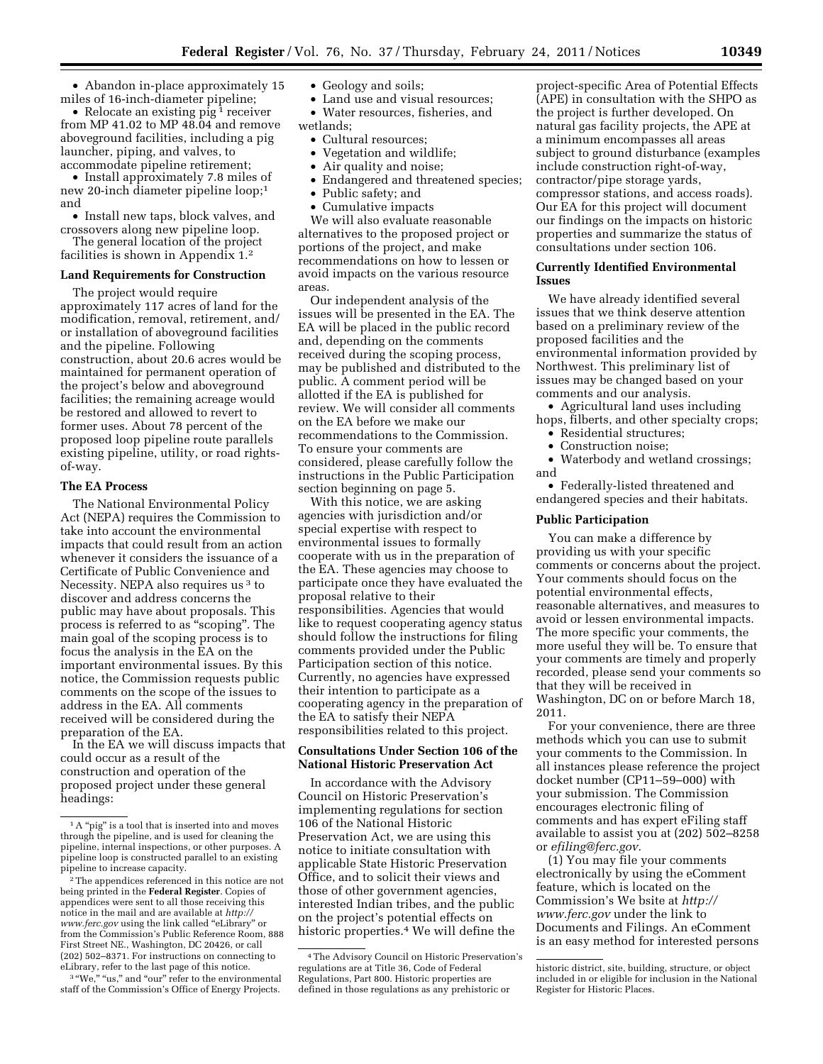- Abandon in-place approximately 15 miles of 16-inch-diameter pipeline;
- Relocate an existing pig [1] receiver from MP 41.02 to MP 48.04 and remove aboveground facilities, including a pig launcher, piping, and valves, to accommodate pipeline retirement;
- Install approximately 7.8 miles of new 20-inch diameter pipeline loop;[1] and
- Install new taps, block valves, and crossovers along new pipeline loop.

The general location of the project facilities is shown in Appendix 1.[2]

**Land Requirements for Construction**

The project would require approximately 117 acres of land for the modification, removal, retirement, and/or installation of aboveground facilities and the pipeline. Following construction, about 20.6 acres would be maintained for permanent operation of the project's below and aboveground facilities; the remaining acreage would be restored and allowed to revert to former uses. About 78 percent of the proposed loop pipeline route parallels existing pipeline, utility, or road rights-of-way.

**The EA Process**

The National Environmental Policy Act (NEPA) requires the Commission to take into account the environmental impacts that could result from an action whenever it considers the issuance of a Certificate of Public Convenience and Necessity. NEPA also requires us [3] to discover and address concerns the public may have about proposals. This process is referred to as "scoping". The main goal of the scoping process is to focus the analysis in the EA on the important environmental issues. By this notice, the Commission requests public comments on the scope of the issues to address in the EA. All comments received will be considered during the preparation of the EA.

In the EA we will discuss impacts that could occur as a result of the construction and operation of the proposed project under these general headings:

- Geology and soils;
- Land use and visual resources;
- Water resources, fisheries, and wetlands;
- Cultural resources;
- Vegetation and wildlife;
- Air quality and noise;
- Endangered and threatened species;
- Public safety; and
- Cumulative impacts

We will also evaluate reasonable alternatives to the proposed project or portions of the project, and make recommendations on how to lessen or avoid impacts on the various resource areas.

Our independent analysis of the issues will be presented in the EA. The EA will be placed in the public record and, depending on the comments received during the scoping process, may be published and distributed to the public. A comment period will be allotted if the EA is published for review. We will consider all comments on the EA before we make our recommendations to the Commission. To ensure your comments are considered, please carefully follow the instructions in the Public Participation section beginning on page 5.

With this notice, we are asking agencies with jurisdiction and/or special expertise with respect to environmental issues to formally cooperate with us in the preparation of the EA. These agencies may choose to participate once they have evaluated the proposal relative to their responsibilities. Agencies that would like to request cooperating agency status should follow the instructions for filing comments provided under the Public Participation section of this notice. Currently, no agencies have expressed their intention to participate as a cooperating agency in the preparation of the EA to satisfy their NEPA responsibilities related to this project.

**Consultations Under Section 106 of the National Historic Preservation Act**

In accordance with the Advisory Council on Historic Preservation's implementing regulations for section 106 of the National Historic Preservation Act, we are using this notice to initiate consultation with applicable State Historic Preservation Office, and to solicit their views and those of other government agencies, interested Indian tribes, and the public on the project's potential effects on historic properties.[4] We will define the project-specific Area of Potential Effects (APE) in consultation with the SHPO as the project is further developed. On natural gas facility projects, the APE at a minimum encompasses all areas subject to ground disturbance (examples include construction right-of-way, contractor/pipe storage yards, compressor stations, and access roads). Our EA for this project will document our findings on the impacts on historic properties and summarize the status of consultations under section 106.

**Currently Identified Environmental Issues**

We have already identified several issues that we think deserve attention based on a preliminary review of the proposed facilities and the environmental information provided by Northwest. This preliminary list of issues may be changed based on your comments and our analysis.

- Agricultural land uses including hops, filberts, and other specialty crops;
- Residential structures;
- Construction noise;
- Waterbody and wetland crossings; and
- Federally-listed threatened and endangered species and their habitats.

**Public Participation**

You can make a difference by providing us with your specific comments or concerns about the project. Your comments should focus on the potential environmental effects, reasonable alternatives, and measures to avoid or lessen environmental impacts. The more specific your comments, the more useful they will be. To ensure that your comments are timely and properly recorded, please send your comments so that they will be received in Washington, DC on or before March 18, 2011.

For your convenience, there are three methods which you can use to submit your comments to the Commission. In all instances please reference the project docket number (CP11–59–000) with your submission. The Commission encourages electronic filing of comments and has expert eFiling staff available to assist you at (202) 502–8258 or *efiling@ferc.gov.*

(1) You may file your comments electronically by using the eComment feature, which is located on the Commission's We bsite at *http://www.ferc.gov* under the link to Documents and Filings. An eComment is an easy method for interested persons

---

[1] A "pig" is a tool that is inserted into and moves through the pipeline, and is used for cleaning the pipeline, internal inspections, or other purposes. A pipeline loop is constructed parallel to an existing pipeline to increase capacity.

[2] The appendices referenced in this notice are not being printed in the **Federal Register**. Copies of appendices were sent to all those receiving this notice in the mail and are available at *http://www.ferc.gov* using the link called "eLibrary" or from the Commission's Public Reference Room, 888 First Street NE., Washington, DC 20426, or call (202) 502–8371. For instructions on connecting to eLibrary, refer to the last page of this notice.

[3] "We," "us," and "our" refer to the environmental staff of the Commission's Office of Energy Projects.

[4] The Advisory Council on Historic Preservation's regulations are at Title 36, Code of Federal Regulations, Part 800. Historic properties are defined in those regulations as any prehistoric or historic district, site, building, structure, or object included in or eligible for inclusion in the National Register for Historic Places.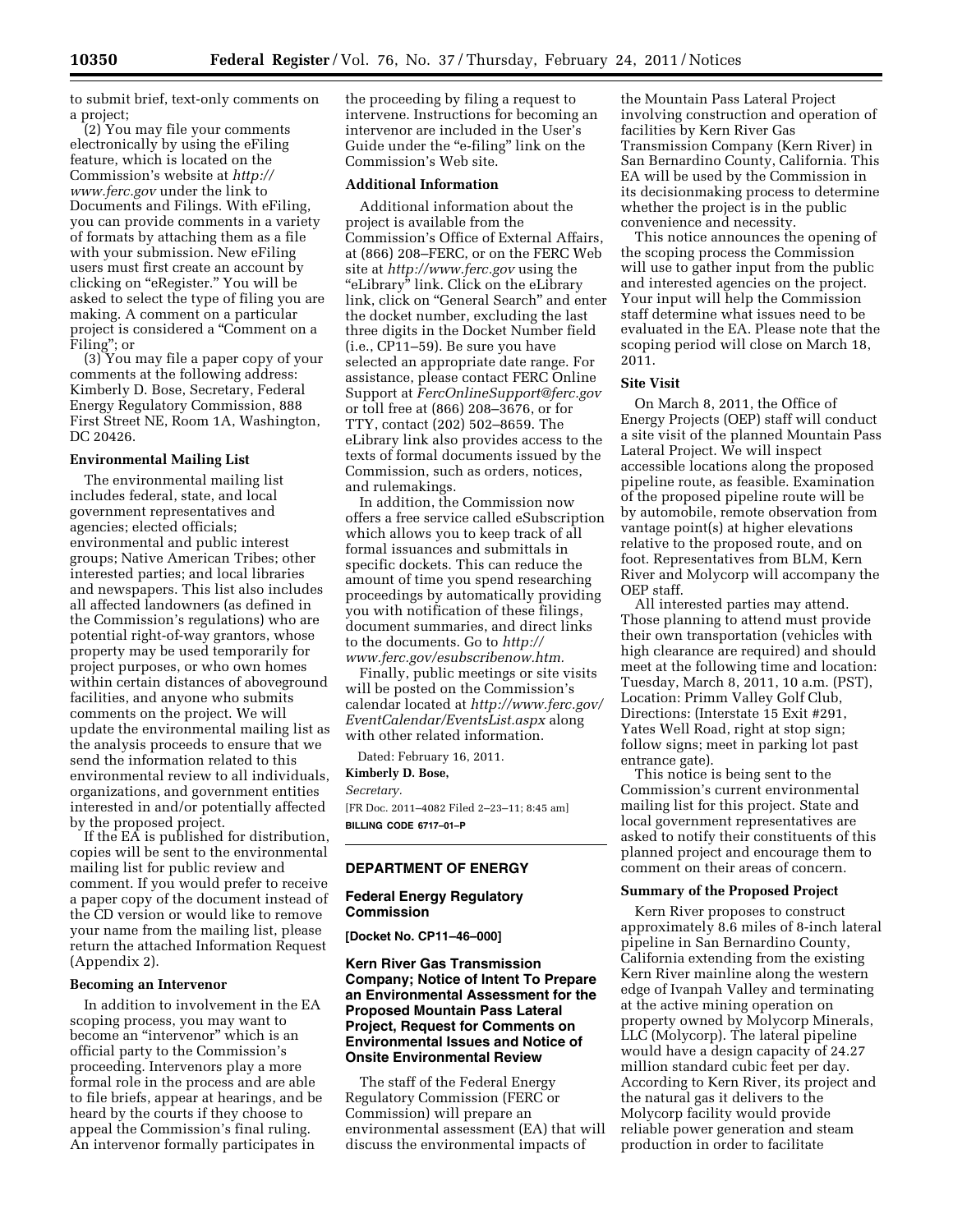to submit brief, text-only comments on a project;

(2) You may file your comments electronically by using the eFiling feature, which is located on the Commission's website at *http://www.ferc.gov* under the link to Documents and Filings. With eFiling, you can provide comments in a variety of formats by attaching them as a file with your submission. New eFiling users must first create an account by clicking on "eRegister." You will be asked to select the type of filing you are making. A comment on a particular project is considered a "Comment on a Filing"; or

(3) You may file a paper copy of your comments at the following address: Kimberly D. Bose, Secretary, Federal Energy Regulatory Commission, 888 First Street NE, Room 1A, Washington, DC 20426.

### Environmental Mailing List

The environmental mailing list includes federal, state, and local government representatives and agencies; elected officials; environmental and public interest groups; Native American Tribes; other interested parties; and local libraries and newspapers. This list also includes all affected landowners (as defined in the Commission's regulations) who are potential right-of-way grantors, whose property may be used temporarily for project purposes, or who own homes within certain distances of aboveground facilities, and anyone who submits comments on the project. We will update the environmental mailing list as the analysis proceeds to ensure that we send the information related to this environmental review to all individuals, organizations, and government entities interested in and/or potentially affected by the proposed project.

If the EA is published for distribution, copies will be sent to the environmental mailing list for public review and comment. If you would prefer to receive a paper copy of the document instead of the CD version or would like to remove your name from the mailing list, please return the attached Information Request (Appendix 2).

### Becoming an Intervenor

In addition to involvement in the EA scoping process, you may want to become an "intervenor" which is an official party to the Commission's proceeding. Intervenors play a more formal role in the process and are able to file briefs, appear at hearings, and be heard by the courts if they choose to appeal the Commission's final ruling. An intervenor formally participates in the proceeding by filing a request to intervene. Instructions for becoming an intervenor are included in the User's Guide under the "e-filing" link on the Commission's Web site.

### Additional Information

Additional information about the project is available from the Commission's Office of External Affairs, at (866) 208–FERC, or on the FERC Web site at *http://www.ferc.gov* using the "eLibrary" link. Click on the eLibrary link, click on "General Search" and enter the docket number, excluding the last three digits in the Docket Number field (i.e., CP11–59). Be sure you have selected an appropriate date range. For assistance, please contact FERC Online Support at *FercOnlineSupport@ferc.gov* or toll free at (866) 208–3676, or for TTY, contact (202) 502–8659. The eLibrary link also provides access to the texts of formal documents issued by the Commission, such as orders, notices, and rulemakings.

In addition, the Commission now offers a free service called eSubscription which allows you to keep track of all formal issuances and submittals in specific dockets. This can reduce the amount of time you spend researching proceedings by automatically providing you with notification of these filings, document summaries, and direct links to the documents. Go to *http://www.ferc.gov/esubscribenow.htm*.

Finally, public meetings or site visits will be posted on the Commission's calendar located at *http://www.ferc.gov/EventCalendar/EventsList.aspx* along with other related information.

Dated: February 16, 2011.

**Kimberly D. Bose,**

*Secretary.*

[FR Doc. 2011–4082 Filed 2–23–11; 8:45 am]

**BILLING CODE 6717–01–P**

## DEPARTMENT OF ENERGY

### Federal Energy Regulatory Commission

**[Docket No. CP11–46–000]**

### Kern River Gas Transmission Company; Notice of Intent To Prepare an Environmental Assessment for the Proposed Mountain Pass Lateral Project, Request for Comments on Environmental Issues and Notice of Onsite Environmental Review

The staff of the Federal Energy Regulatory Commission (FERC or Commission) will prepare an environmental assessment (EA) that will discuss the environmental impacts of the Mountain Pass Lateral Project involving construction and operation of facilities by Kern River Gas Transmission Company (Kern River) in San Bernardino County, California. This EA will be used by the Commission in its decisionmaking process to determine whether the project is in the public convenience and necessity.

This notice announces the opening of the scoping process the Commission will use to gather input from the public and interested agencies on the project. Your input will help the Commission staff determine what issues need to be evaluated in the EA. Please note that the scoping period will close on March 18, 2011.

### Site Visit

On March 8, 2011, the Office of Energy Projects (OEP) staff will conduct a site visit of the planned Mountain Pass Lateral Project. We will inspect accessible locations along the proposed pipeline route, as feasible. Examination of the proposed pipeline route will be by automobile, remote observation from vantage point(s) at higher elevations relative to the proposed route, and on foot. Representatives from BLM, Kern River and Molycorp will accompany the OEP staff.

All interested parties may attend. Those planning to attend must provide their own transportation (vehicles with high clearance are required) and should meet at the following time and location: Tuesday, March 8, 2011, 10 a.m. (PST), Location: Primm Valley Golf Club, Directions: (Interstate 15 Exit #291, Yates Well Road, right at stop sign; follow signs; meet in parking lot past entrance gate).

This notice is being sent to the Commission's current environmental mailing list for this project. State and local government representatives are asked to notify their constituents of this planned project and encourage them to comment on their areas of concern.

### Summary of the Proposed Project

Kern River proposes to construct approximately 8.6 miles of 8-inch lateral pipeline in San Bernardino County, California extending from the existing Kern River mainline along the western edge of Ivanpah Valley and terminating at the active mining operation on property owned by Molycorp Minerals, LLC (Molycorp). The lateral pipeline would have a design capacity of 24.27 million standard cubic feet per day. According to Kern River, its project and the natural gas it delivers to the Molycorp facility would provide reliable power generation and steam production in order to facilitate